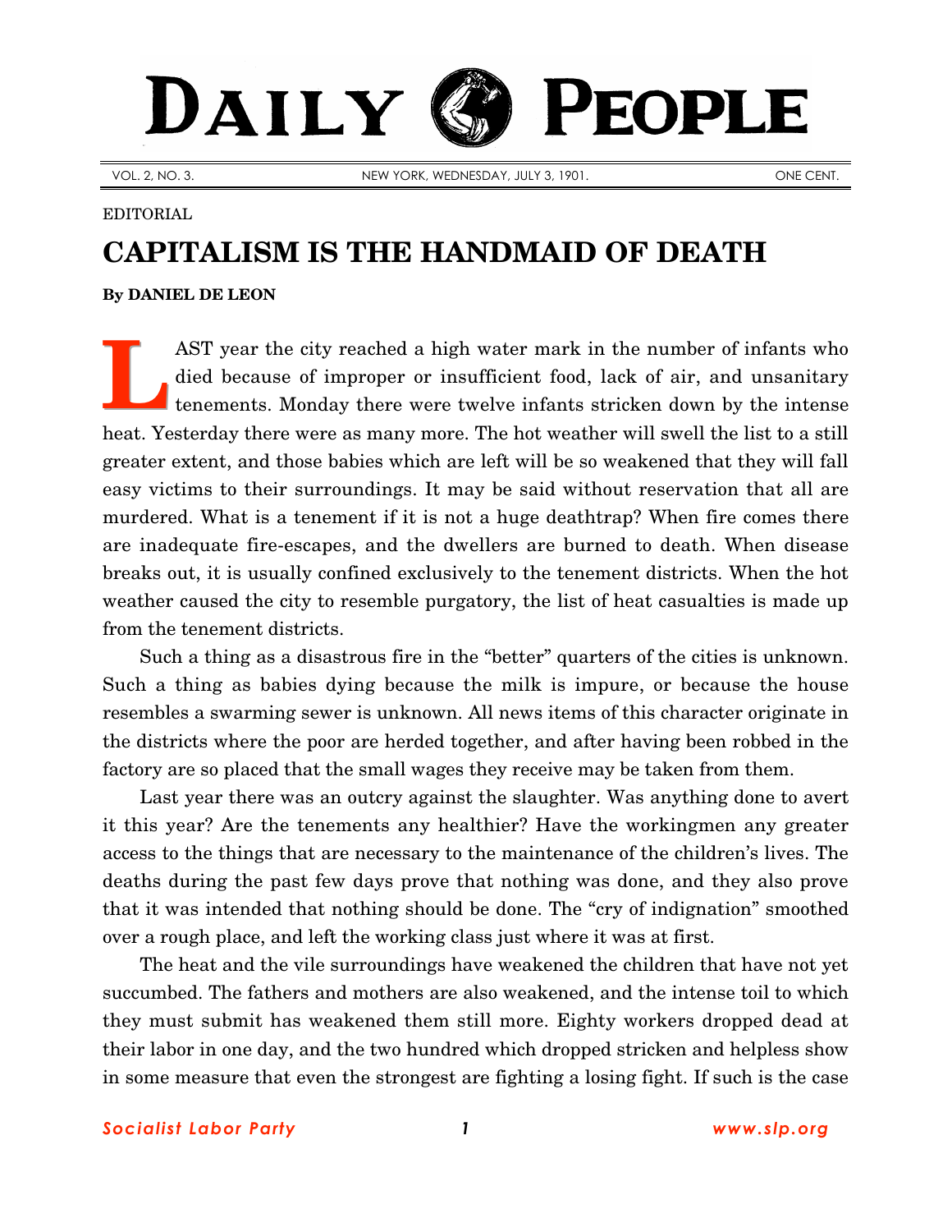# DAILY PEOPLE

VOL. 2, NO. 3. NEW YORK, WEDNESDAY, JULY 3, 1901. ONE CENT.

EDITORIAL

## CAPITALISM IS THE HANDMAID OF DEATH

**By DANIEL DE LEON**

LAST year the city reached a high water mark in the number of infants who died because of improper or insufficient food, lack of air, and unsanitary tenements. Monday there were twelve infants stricken down by the intense heat. Yesterday there were as many more. The hot weather will swell the list to a still greater extent, and those babies which are left will be so weakened that they will fall easy victims to their surroundings. It may be said without reservation that all are murdered. What is a tenement if it is not a huge deathtrap? When fire comes there are inadequate fire-escapes, and the dwellers are burned to death. When disease breaks out, it is usually confined exclusively to the tenement districts. When the hot weather caused the city to resemble purgatory, the list of heat casualties is made up from the tenement districts.

Such a thing as a disastrous fire in the "better" quarters of the cities is unknown. Such a thing as babies dying because the milk is impure, or because the house resembles a swarming sewer is unknown. All news items of this character originate in the districts where the poor are herded together, and after having been robbed in the factory are so placed that the small wages they receive may be taken from them.

Last year there was an outcry against the slaughter. Was anything done to avert it this year? Are the tenements any healthier? Have the workingmen any greater access to the things that are necessary to the maintenance of the children's lives. The deaths during the past few days prove that nothing was done, and they also prove that it was intended that nothing should be done. The "cry of indignation" smoothed over a rough place, and left the working class just where it was at first.

The heat and the vile surroundings have weakened the children that have not yet succumbed. The fathers and mothers are also weakened, and the intense toil to which they must submit has weakened them still more. Eighty workers dropped dead at their labor in one day, and the two hundred which dropped stricken and helpless show in some measure that even the strongest are fighting a losing fight. If such is the case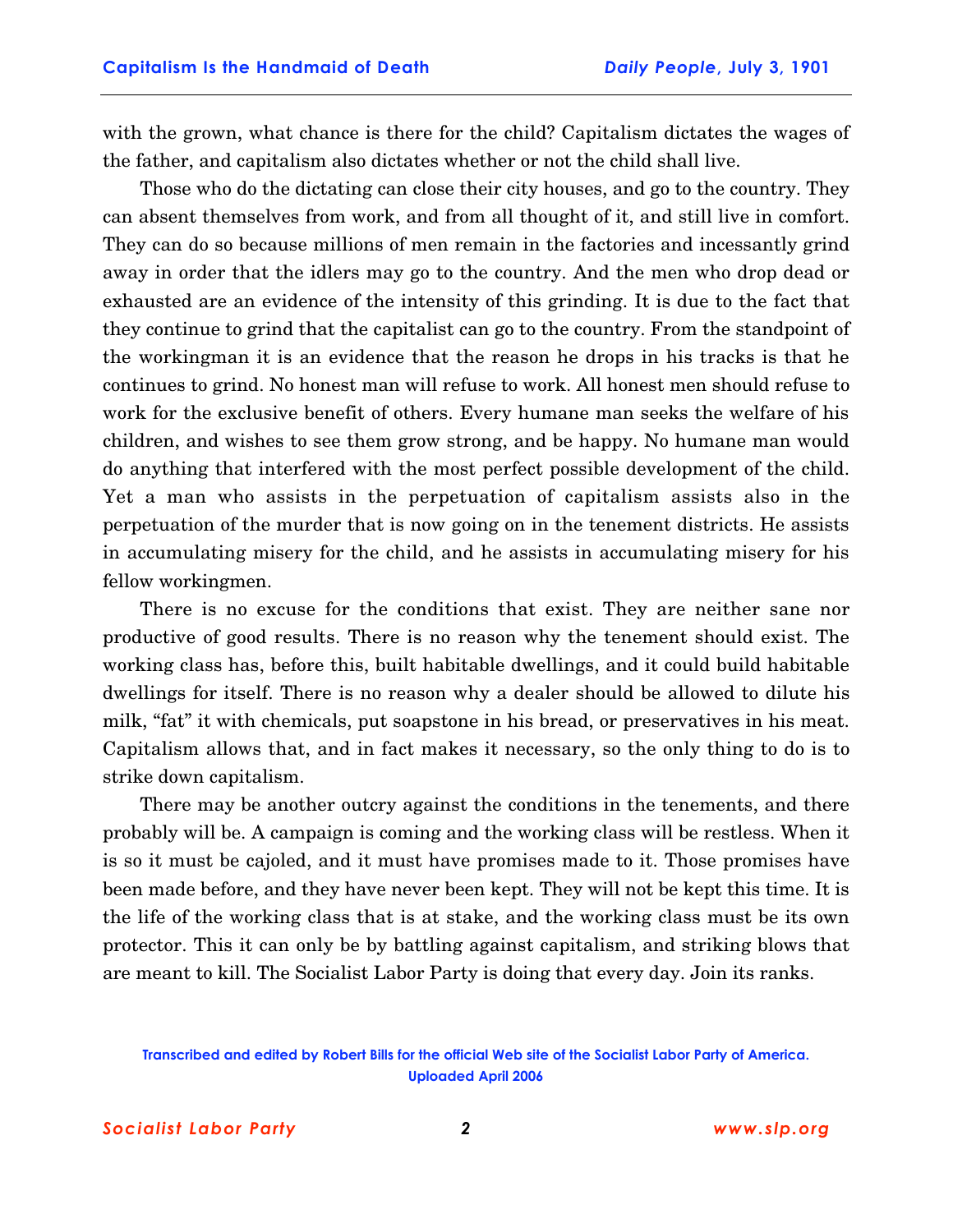with the grown, what chance is there for the child? Capitalism dictates the wages of the father, and capitalism also dictates whether or not the child shall live.

Those who do the dictating can close their city houses, and go to the country. They can absent themselves from work, and from all thought of it, and still live in comfort. They can do so because millions of men remain in the factories and incessantly grind away in order that the idlers may go to the country. And the men who drop dead or exhausted are an evidence of the intensity of this grinding. It is due to the fact that they continue to grind that the capitalist can go to the country. From the standpoint of the workingman it is an evidence that the reason he drops in his tracks is that he continues to grind. No honest man will refuse to work. All honest men should refuse to work for the exclusive benefit of others. Every humane man seeks the welfare of his children, and wishes to see them grow strong, and be happy. No humane man would do anything that interfered with the most perfect possible development of the child. Yet a man who assists in the perpetuation of capitalism assists also in the perpetuation of the murder that is now going on in the tenement districts. He assists in accumulating misery for the child, and he assists in accumulating misery for his fellow workingmen.

There is no excuse for the conditions that exist. They are neither sane nor productive of good results. There is no reason why the tenement should exist. The working class has, before this, built habitable dwellings, and it could build habitable dwellings for itself. There is no reason why a dealer should be allowed to dilute his milk, "fat" it with chemicals, put soapstone in his bread, or preservatives in his meat. Capitalism allows that, and in fact makes it necessary, so the only thing to do is to strike down capitalism.

There may be another outcry against the conditions in the tenements, and there probably will be. A campaign is coming and the working class will be restless. When it is so it must be cajoled, and it must have promises made to it. Those promises have been made before, and they have never been kept. They will not be kept this time. It is the life of the working class that is at stake, and the working class must be its own protector. This it can only be by battling against capitalism, and striking blows that are meant to kill. The Socialist Labor Party is doing that every day. Join its ranks.

Transcribed and edited by Robert Bills for the official Web site of the Socialist Labor Party of America.
Uploaded April 2006